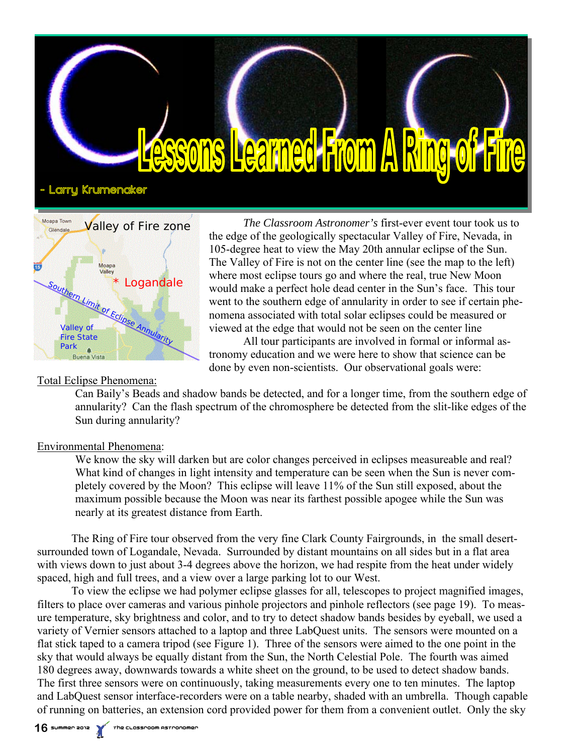# Lessons Learned From A Ring of Fire

- Larry Krumenaker

*The Classroom Astronomer's* first-ever event tour took us to the edge of the geologically spectacular Valley of Fire, Nevada, in 105-degree heat to view the May 20th annular eclipse of the Sun. The Valley of Fire is not on the center line (see the map to the left) where most eclipse tours go and where the real, true New Moon would make a perfect hole dead center in the Sun's face. This tour went to the southern edge of annularity in order to see if certain phenomena associated with total solar eclipses could be measured or viewed at the edge that would not be seen on the center line

All tour participants are involved in formal or informal astronomy education and we were here to show that science can be done by even non-scientists. Our observational goals were:

Total Eclipse Phenomena:

> Can Baily's Beads and shadow bands be detected, and for a longer time, from the southern edge of annularity? Can the flash spectrum of the chromosphere be detected from the slit-like edges of the Sun during annularity?

Environmental Phenomena:

> We know the sky will darken but are color changes perceived in eclipses measureable and real? What kind of changes in light intensity and temperature can be seen when the Sun is never completely covered by the Moon? This eclipse will leave 11% of the Sun still exposed, about the maximum possible because the Moon was near its farthest possible apogee while the Sun was nearly at its greatest distance from Earth.

The Ring of Fire tour observed from the very fine Clark County Fairgrounds, in the small desert-surrounded town of Logandale, Nevada. Surrounded by distant mountains on all sides but in a flat area with views down to just about 3-4 degrees above the horizon, we had respite from the heat under widely spaced, high and full trees, and a view over a large parking lot to our West.

To view the eclipse we had polymer eclipse glasses for all, telescopes to project magnified images, filters to place over cameras and various pinhole projectors and pinhole reflectors (see page 19). To measure temperature, sky brightness and color, and to try to detect shadow bands besides by eyeball, we used a variety of Vernier sensors attached to a laptop and three LabQuest units. The sensors were mounted on a flat stick taped to a camera tripod (see Figure 1). Three of the sensors were aimed to the one point in the sky that would always be equally distant from the Sun, the North Celestial Pole. The fourth was aimed 180 degrees away, downwards towards a white sheet on the ground, to be used to detect shadow bands. The first three sensors were on continuously, taking measurements every one to ten minutes. The laptop and LabQuest sensor interface-recorders were on a table nearby, shaded with an umbrella. Though capable of running on batteries, an extension cord provided power for them from a convenient outlet. Only the sky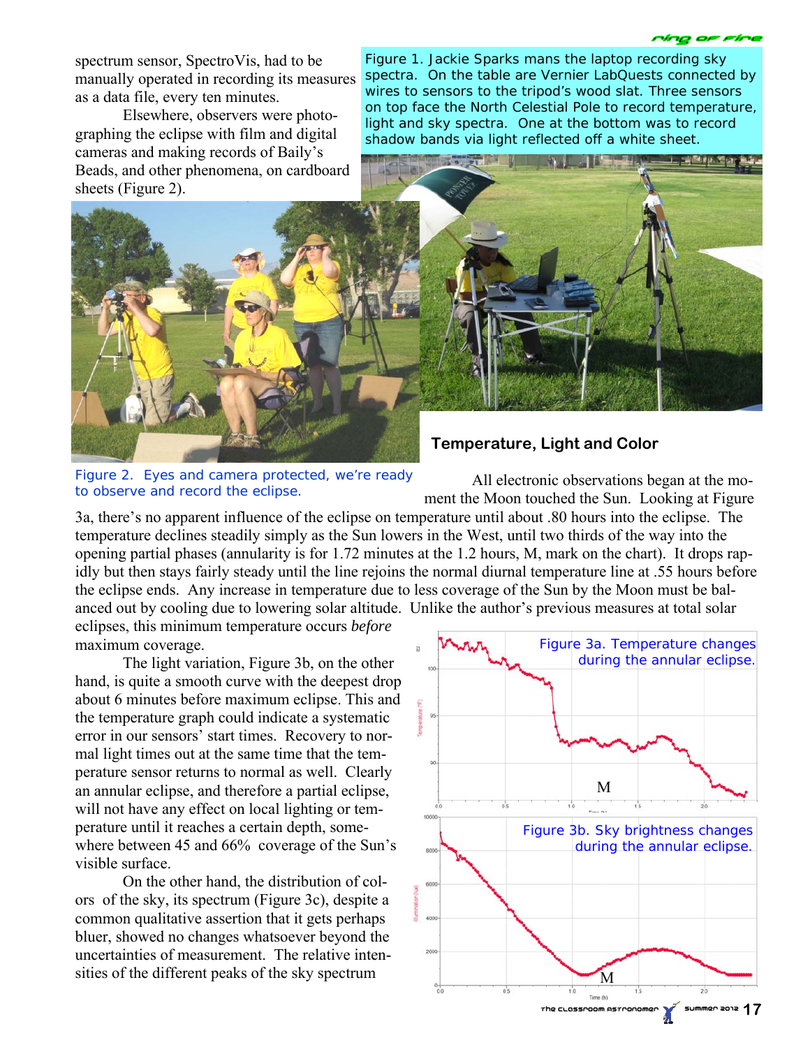spectrum sensor, SpectroVis, had to be manually operated in recording its measures as a data file, every ten minutes.

Elsewhere, observers were photographing the eclipse with film and digital cameras and making records of Baily's Beads, and other phenomena, on cardboard sheets (Figure 2).

Figure 1. Jackie Sparks mans the laptop recording sky spectra. On the table are Vernier LabQuests connected by wires to sensors to the tripod's wood slat. Three sensors on top face the North Celestial Pole to record temperature, light and sky spectra. One at the bottom was to record shadow bands via light reflected off a white sheet.

Figure 2. Eyes and camera protected, we're ready to observe and record the eclipse.

### Temperature, Light and Color

All electronic observations began at the moment the Moon touched the Sun. Looking at Figure 3a, there's no apparent influence of the eclipse on temperature until about .80 hours into the eclipse. The temperature declines steadily simply as the Sun lowers in the West, until two thirds of the way into the opening partial phases (annularity is for 1.72 minutes at the 1.2 hours, M, mark on the chart). It drops rapidly but then stays fairly steady until the line rejoins the normal diurnal temperature line at .55 hours before the eclipse ends. Any increase in temperature due to less coverage of the Sun by the Moon must be balanced out by cooling due to lowering solar altitude. Unlike the author's previous measures at total solar eclipses, this minimum temperature occurs *before* maximum coverage.

The light variation, Figure 3b, on the other hand, is quite a smooth curve with the deepest drop about 6 minutes before maximum eclipse. This and the temperature graph could indicate a systematic error in our sensors' start times. Recovery to normal light times out at the same time that the temperature sensor returns to normal as well. Clearly an annular eclipse, and therefore a partial eclipse, will not have any effect on local lighting or temperature until it reaches a certain depth, somewhere between 45 and 66% coverage of the Sun's visible surface.

On the other hand, the distribution of colors of the sky, its spectrum (Figure 3c), despite a common qualitative assertion that it gets perhaps bluer, showed no changes whatsoever beyond the uncertainties of measurement. The relative intensities of the different peaks of the sky spectrum

Figure 3a. Temperature changes during the annular eclipse.

Figure 3b. Sky brightness changes during the annular eclipse.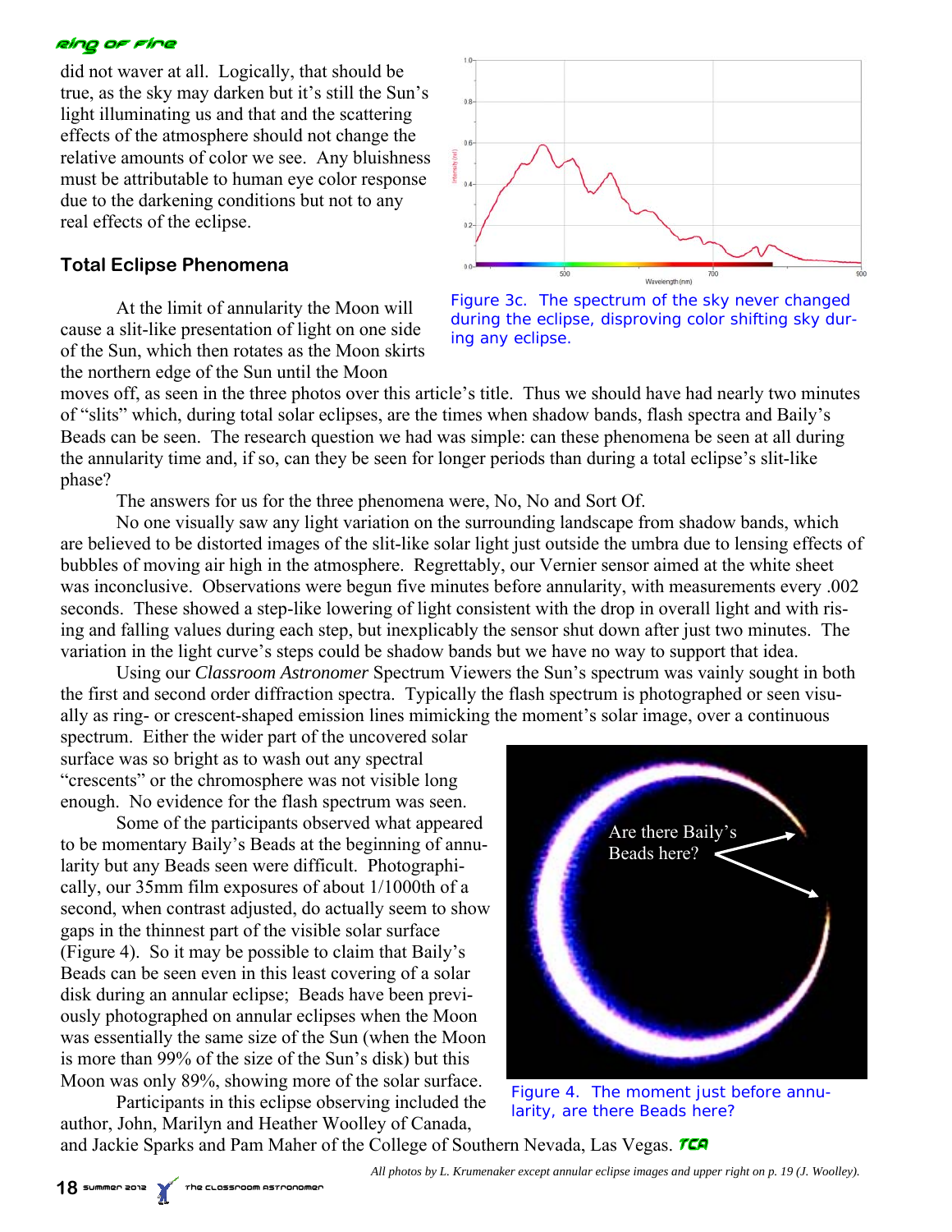did not waver at all. Logically, that should be true, as the sky may darken but it's still the Sun's light illuminating us and that and the scattering effects of the atmosphere should not change the relative amounts of color we see. Any bluishness must be attributable to human eye color response due to the darkening conditions but not to any real effects of the eclipse.

Figure 3c. The spectrum of the sky never changed during the eclipse, disproving color shifting sky during any eclipse.

## Total Eclipse Phenomena

At the limit of annularity the Moon will cause a slit-like presentation of light on one side of the Sun, which then rotates as the Moon skirts the northern edge of the Sun until the Moon moves off, as seen in the three photos over this article's title. Thus we should have had nearly two minutes of "slits" which, during total solar eclipses, are the times when shadow bands, flash spectra and Baily's Beads can be seen. The research question we had was simple: can these phenomena be seen at all during the annularity time and, if so, can they be seen for longer periods than during a total eclipse's slit-like phase?

The answers for us for the three phenomena were, No, No and Sort Of.

No one visually saw any light variation on the surrounding landscape from shadow bands, which are believed to be distorted images of the slit-like solar light just outside the umbra due to lensing effects of bubbles of moving air high in the atmosphere. Regrettably, our Vernier sensor aimed at the white sheet was inconclusive. Observations were begun five minutes before annularity, with measurements every .002 seconds. These showed a step-like lowering of light consistent with the drop in overall light and with rising and falling values during each step, but inexplicably the sensor shut down after just two minutes. The variation in the light curve's steps could be shadow bands but we have no way to support that idea.

Using our *Classroom Astronomer* Spectrum Viewers the Sun's spectrum was vainly sought in both the first and second order diffraction spectra. Typically the flash spectrum is photographed or seen visually as ring- or crescent-shaped emission lines mimicking the moment's solar image, over a continuous spectrum. Either the wider part of the uncovered solar surface was so bright as to wash out any spectral "crescents" or the chromosphere was not visible long enough. No evidence for the flash spectrum was seen.

Some of the participants observed what appeared to be momentary Baily's Beads at the beginning of annularity but any Beads seen were difficult. Photographically, our 35mm film exposures of about 1/1000th of a second, when contrast adjusted, do actually seem to show gaps in the thinnest part of the visible solar surface (Figure 4). So it may be possible to claim that Baily's Beads can be seen even in this least covering of a solar disk during an annular eclipse; Beads have been previously photographed on annular eclipses when the Moon was essentially the same size of the Sun (when the Moon is more than 99% of the size of the Sun's disk) but this Moon was only 89%, showing more of the solar surface.

Figure 4. The moment just before annularity, are there Beads here?

Participants in this eclipse observing included the author, John, Marilyn and Heather Woolley of Canada, and Jackie Sparks and Pam Maher of the College of Southern Nevada, Las Vegas. TCA

*All photos by L. Krumenaker except annular eclipse images and upper right on p. 19 (J. Woolley).*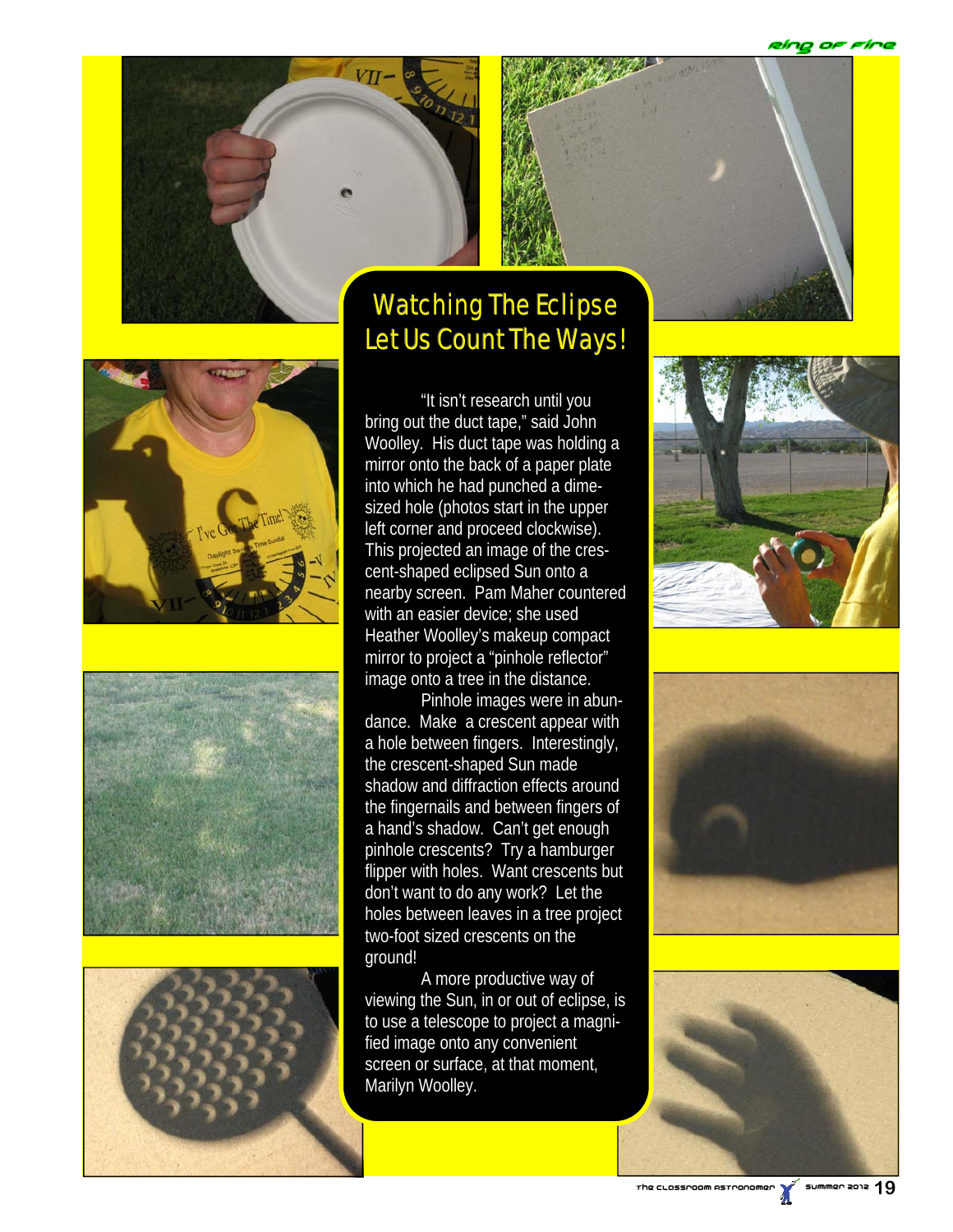# Watching The Eclipse Let Us Count The Ways!

"It isn't research until you bring out the duct tape," said John Woolley. His duct tape was holding a mirror onto the back of a paper plate into which he had punched a dime-sized hole (photos start in the upper left corner and proceed clockwise). This projected an image of the crescent-shaped eclipsed Sun onto a nearby screen. Pam Maher countered with an easier device; she used Heather Woolley's makeup compact mirror to project a "pinhole reflector" image onto a tree in the distance.

Pinhole images were in abundance. Make a crescent appear with a hole between fingers. Interestingly, the crescent-shaped Sun made shadow and diffraction effects around the fingernails and between fingers of a hand's shadow. Can't get enough pinhole crescents? Try a hamburger flipper with holes. Want crescents but don't want to do any work? Let the holes between leaves in a tree project two-foot sized crescents on the ground!

A more productive way of viewing the Sun, in or out of eclipse, is to use a telescope to project a magnified image onto any convenient screen or surface, at that moment, Marilyn Woolley.